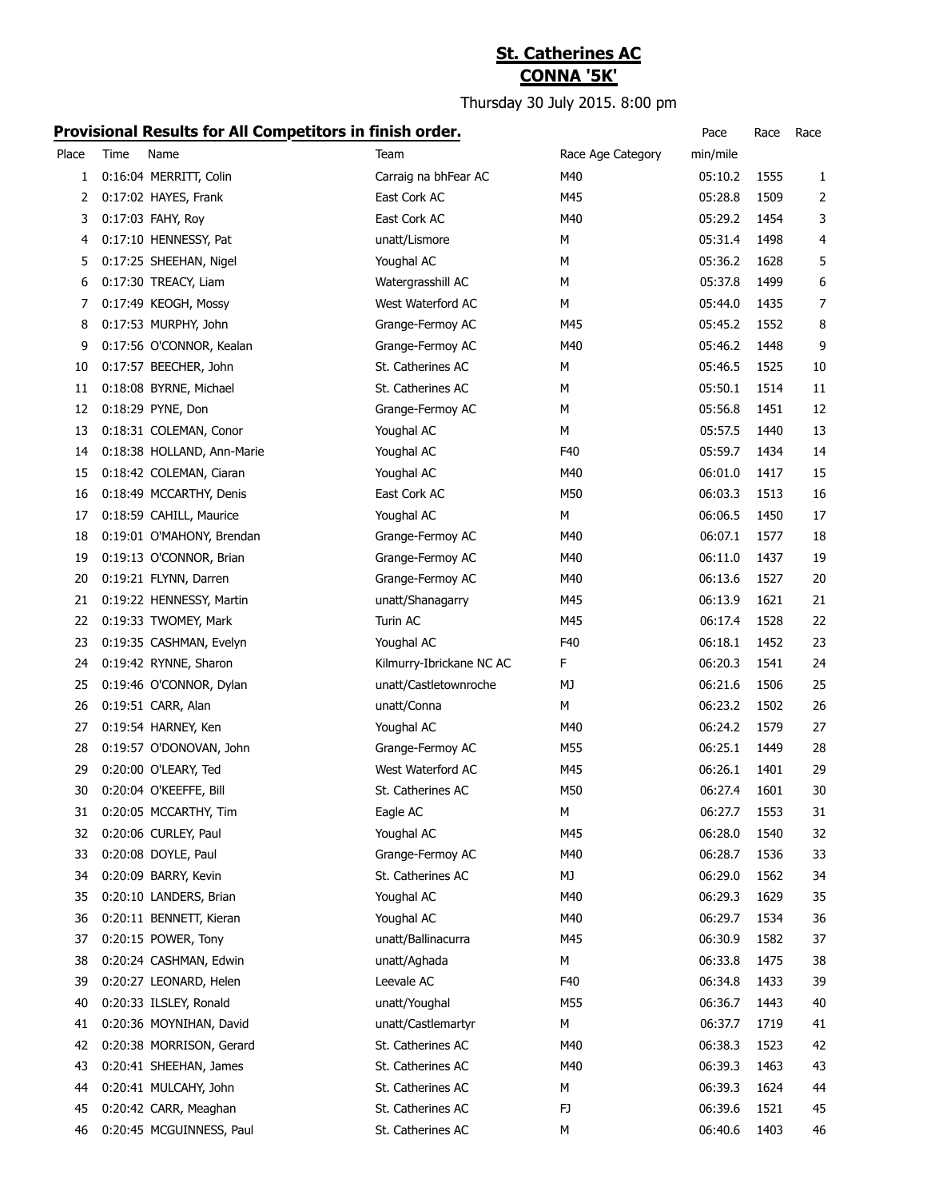# St. Catherines AC

## CONNA '5K'

Thursday 30 July 2015. 8:00 pm

**Provisional Results for All Competitors in finish order.**

| Place | Time | Name | Team | Race Age Category | Pace min/mile | Race | Race |
|---|---|---|---|---|---|---|---|
| 1 | 0:16:04 | MERRITT, Colin | Carraig na bhFear AC | M40 | 05:10.2 | 1555 | 1 |
| 2 | 0:17:02 | HAYES, Frank | East Cork AC | M45 | 05:28.8 | 1509 | 2 |
| 3 | 0:17:03 | FAHY, Roy | East Cork AC | M40 | 05:29.2 | 1454 | 3 |
| 4 | 0:17:10 | HENNESSY, Pat | unatt/Lismore | M | 05:31.4 | 1498 | 4 |
| 5 | 0:17:25 | SHEEHAN, Nigel | Youghal AC | M | 05:36.2 | 1628 | 5 |
| 6 | 0:17:30 | TREACY, Liam | Watergrasshill AC | M | 05:37.8 | 1499 | 6 |
| 7 | 0:17:49 | KEOGH, Mossy | West Waterford AC | M | 05:44.0 | 1435 | 7 |
| 8 | 0:17:53 | MURPHY, John | Grange-Fermoy AC | M45 | 05:45.2 | 1552 | 8 |
| 9 | 0:17:56 | O'CONNOR, Kealan | Grange-Fermoy AC | M40 | 05:46.2 | 1448 | 9 |
| 10 | 0:17:57 | BEECHER, John | St. Catherines AC | M | 05:46.5 | 1525 | 10 |
| 11 | 0:18:08 | BYRNE, Michael | St. Catherines AC | M | 05:50.1 | 1514 | 11 |
| 12 | 0:18:29 | PYNE, Don | Grange-Fermoy AC | M | 05:56.8 | 1451 | 12 |
| 13 | 0:18:31 | COLEMAN, Conor | Youghal AC | M | 05:57.5 | 1440 | 13 |
| 14 | 0:18:38 | HOLLAND, Ann-Marie | Youghal AC | F40 | 05:59.7 | 1434 | 14 |
| 15 | 0:18:42 | COLEMAN, Ciaran | Youghal AC | M40 | 06:01.0 | 1417 | 15 |
| 16 | 0:18:49 | MCCARTHY, Denis | East Cork AC | M50 | 06:03.3 | 1513 | 16 |
| 17 | 0:18:59 | CAHILL, Maurice | Youghal AC | M | 06:06.5 | 1450 | 17 |
| 18 | 0:19:01 | O'MAHONY, Brendan | Grange-Fermoy AC | M40 | 06:07.1 | 1577 | 18 |
| 19 | 0:19:13 | O'CONNOR, Brian | Grange-Fermoy AC | M40 | 06:11.0 | 1437 | 19 |
| 20 | 0:19:21 | FLYNN, Darren | Grange-Fermoy AC | M40 | 06:13.6 | 1527 | 20 |
| 21 | 0:19:22 | HENNESSY, Martin | unatt/Shanagarry | M45 | 06:13.9 | 1621 | 21 |
| 22 | 0:19:33 | TWOMEY, Mark | Turin AC | M45 | 06:17.4 | 1528 | 22 |
| 23 | 0:19:35 | CASHMAN, Evelyn | Youghal AC | F40 | 06:18.1 | 1452 | 23 |
| 24 | 0:19:42 | RYNNE, Sharon | Kilmurry-Ibrickane NC AC | F | 06:20.3 | 1541 | 24 |
| 25 | 0:19:46 | O'CONNOR, Dylan | unatt/Castletownroche | MJ | 06:21.6 | 1506 | 25 |
| 26 | 0:19:51 | CARR, Alan | unatt/Conna | M | 06:23.2 | 1502 | 26 |
| 27 | 0:19:54 | HARNEY, Ken | Youghal AC | M40 | 06:24.2 | 1579 | 27 |
| 28 | 0:19:57 | O'DONOVAN, John | Grange-Fermoy AC | M55 | 06:25.1 | 1449 | 28 |
| 29 | 0:20:00 | O'LEARY, Ted | West Waterford AC | M45 | 06:26.1 | 1401 | 29 |
| 30 | 0:20:04 | O'KEEFFE, Bill | St. Catherines AC | M50 | 06:27.4 | 1601 | 30 |
| 31 | 0:20:05 | MCCARTHY, Tim | Eagle AC | M | 06:27.7 | 1553 | 31 |
| 32 | 0:20:06 | CURLEY, Paul | Youghal AC | M45 | 06:28.0 | 1540 | 32 |
| 33 | 0:20:08 | DOYLE, Paul | Grange-Fermoy AC | M40 | 06:28.7 | 1536 | 33 |
| 34 | 0:20:09 | BARRY, Kevin | St. Catherines AC | MJ | 06:29.0 | 1562 | 34 |
| 35 | 0:20:10 | LANDERS, Brian | Youghal AC | M40 | 06:29.3 | 1629 | 35 |
| 36 | 0:20:11 | BENNETT, Kieran | Youghal AC | M40 | 06:29.7 | 1534 | 36 |
| 37 | 0:20:15 | POWER, Tony | unatt/Ballinacurra | M45 | 06:30.9 | 1582 | 37 |
| 38 | 0:20:24 | CASHMAN, Edwin | unatt/Aghada | M | 06:33.8 | 1475 | 38 |
| 39 | 0:20:27 | LEONARD, Helen | Leevale AC | F40 | 06:34.8 | 1433 | 39 |
| 40 | 0:20:33 | ILSLEY, Ronald | unatt/Youghal | M55 | 06:36.7 | 1443 | 40 |
| 41 | 0:20:36 | MOYNIHAN, David | unatt/Castlemartyr | M | 06:37.7 | 1719 | 41 |
| 42 | 0:20:38 | MORRISON, Gerard | St. Catherines AC | M40 | 06:38.3 | 1523 | 42 |
| 43 | 0:20:41 | SHEEHAN, James | St. Catherines AC | M40 | 06:39.3 | 1463 | 43 |
| 44 | 0:20:41 | MULCAHY, John | St. Catherines AC | M | 06:39.3 | 1624 | 44 |
| 45 | 0:20:42 | CARR, Meaghan | St. Catherines AC | FJ | 06:39.6 | 1521 | 45 |
| 46 | 0:20:45 | MCGUINNESS, Paul | St. Catherines AC | M | 06:40.6 | 1403 | 46 |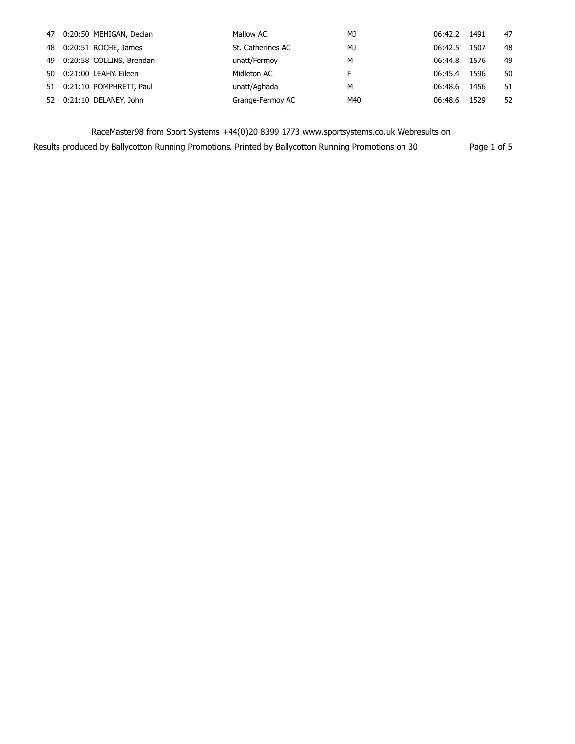| | | | | | | | |
|---|---|---|---|---|---|---|---|
| 47 | 0:20:50 | MEHIGAN, Declan | Mallow AC | MJ | 06:42.2 | 1491 | 47 |
| 48 | 0:20:51 | ROCHE, James | St. Catherines AC | MJ | 06:42.5 | 1507 | 48 |
| 49 | 0:20:58 | COLLINS, Brendan | unatt/Fermoy | M | 06:44.8 | 1576 | 49 |
| 50 | 0:21:00 | LEAHY, Eileen | Midleton AC | F | 06:45.4 | 1596 | 50 |
| 51 | 0:21:10 | POMPHRETT, Paul | unatt/Aghada | M | 06:48.6 | 1456 | 51 |
| 52 | 0:21:10 | DELANEY, John | Grange-Fermoy AC | M40 | 06:48.6 | 1529 | 52 |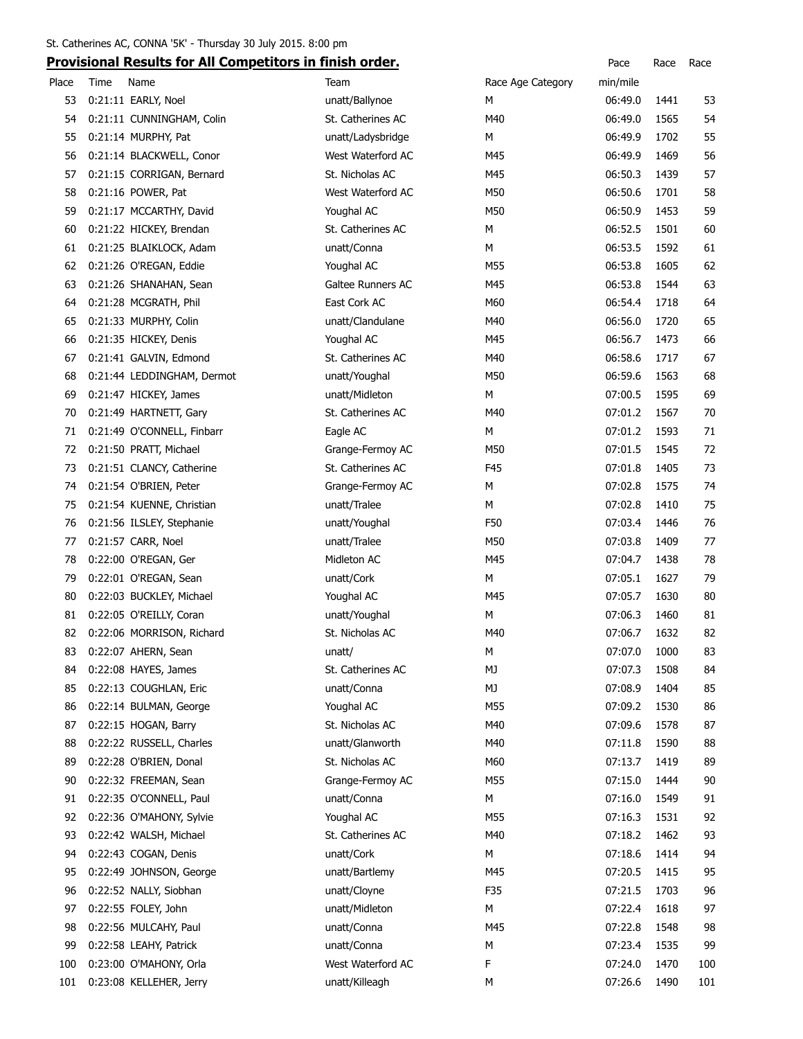St. Catherines AC, CONNA '5K' - Thursday 30 July 2015. 8:00 pm

**Provisional Results for All Competitors in finish order.**

| Place | Time | Name | Team | Race Age Category | Pace min/mile | Race | Race |
|---|---|---|---|---|---|---|---|
| 53 | 0:21:11 | EARLY, Noel | unatt/Ballynoe | M | 06:49.0 | 1441 | 53 |
| 54 | 0:21:11 | CUNNINGHAM, Colin | St. Catherines AC | M40 | 06:49.0 | 1565 | 54 |
| 55 | 0:21:14 | MURPHY, Pat | unatt/Ladysbridge | M | 06:49.9 | 1702 | 55 |
| 56 | 0:21:14 | BLACKWELL, Conor | West Waterford AC | M45 | 06:49.9 | 1469 | 56 |
| 57 | 0:21:15 | CORRIGAN, Bernard | St. Nicholas AC | M45 | 06:50.3 | 1439 | 57 |
| 58 | 0:21:16 | POWER, Pat | West Waterford AC | M50 | 06:50.6 | 1701 | 58 |
| 59 | 0:21:17 | MCCARTHY, David | Youghal AC | M50 | 06:50.9 | 1453 | 59 |
| 60 | 0:21:22 | HICKEY, Brendan | St. Catherines AC | M | 06:52.5 | 1501 | 60 |
| 61 | 0:21:25 | BLAIKLOCK, Adam | unatt/Conna | M | 06:53.5 | 1592 | 61 |
| 62 | 0:21:26 | O'REGAN, Eddie | Youghal AC | M55 | 06:53.8 | 1605 | 62 |
| 63 | 0:21:26 | SHANAHAN, Sean | Galtee Runners AC | M45 | 06:53.8 | 1544 | 63 |
| 64 | 0:21:28 | MCGRATH, Phil | East Cork AC | M60 | 06:54.4 | 1718 | 64 |
| 65 | 0:21:33 | MURPHY, Colin | unatt/Clandulane | M40 | 06:56.0 | 1720 | 65 |
| 66 | 0:21:35 | HICKEY, Denis | Youghal AC | M45 | 06:56.7 | 1473 | 66 |
| 67 | 0:21:41 | GALVIN, Edmond | St. Catherines AC | M40 | 06:58.6 | 1717 | 67 |
| 68 | 0:21:44 | LEDDINGHAM, Dermot | unatt/Youghal | M50 | 06:59.6 | 1563 | 68 |
| 69 | 0:21:47 | HICKEY, James | unatt/Midleton | M | 07:00.5 | 1595 | 69 |
| 70 | 0:21:49 | HARTNETT, Gary | St. Catherines AC | M40 | 07:01.2 | 1567 | 70 |
| 71 | 0:21:49 | O'CONNELL, Finbarr | Eagle AC | M | 07:01.2 | 1593 | 71 |
| 72 | 0:21:50 | PRATT, Michael | Grange-Fermoy AC | M50 | 07:01.5 | 1545 | 72 |
| 73 | 0:21:51 | CLANCY, Catherine | St. Catherines AC | F45 | 07:01.8 | 1405 | 73 |
| 74 | 0:21:54 | O'BRIEN, Peter | Grange-Fermoy AC | M | 07:02.8 | 1575 | 74 |
| 75 | 0:21:54 | KUENNE, Christian | unatt/Tralee | M | 07:02.8 | 1410 | 75 |
| 76 | 0:21:56 | ILSLEY, Stephanie | unatt/Youghal | F50 | 07:03.4 | 1446 | 76 |
| 77 | 0:21:57 | CARR, Noel | unatt/Tralee | M50 | 07:03.8 | 1409 | 77 |
| 78 | 0:22:00 | O'REGAN, Ger | Midleton AC | M45 | 07:04.7 | 1438 | 78 |
| 79 | 0:22:01 | O'REGAN, Sean | unatt/Cork | M | 07:05.1 | 1627 | 79 |
| 80 | 0:22:03 | BUCKLEY, Michael | Youghal AC | M45 | 07:05.7 | 1630 | 80 |
| 81 | 0:22:05 | O'REILLY, Coran | unatt/Youghal | M | 07:06.3 | 1460 | 81 |
| 82 | 0:22:06 | MORRISON, Richard | St. Nicholas AC | M40 | 07:06.7 | 1632 | 82 |
| 83 | 0:22:07 | AHERN, Sean | unatt/ | M | 07:07.0 | 1000 | 83 |
| 84 | 0:22:08 | HAYES, James | St. Catherines AC | MJ | 07:07.3 | 1508 | 84 |
| 85 | 0:22:13 | COUGHLAN, Eric | unatt/Conna | MJ | 07:08.9 | 1404 | 85 |
| 86 | 0:22:14 | BULMAN, George | Youghal AC | M55 | 07:09.2 | 1530 | 86 |
| 87 | 0:22:15 | HOGAN, Barry | St. Nicholas AC | M40 | 07:09.6 | 1578 | 87 |
| 88 | 0:22:22 | RUSSELL, Charles | unatt/Glanworth | M40 | 07:11.8 | 1590 | 88 |
| 89 | 0:22:28 | O'BRIEN, Donal | St. Nicholas AC | M60 | 07:13.7 | 1419 | 89 |
| 90 | 0:22:32 | FREEMAN, Sean | Grange-Fermoy AC | M55 | 07:15.0 | 1444 | 90 |
| 91 | 0:22:35 | O'CONNELL, Paul | unatt/Conna | M | 07:16.0 | 1549 | 91 |
| 92 | 0:22:36 | O'MAHONY, Sylvie | Youghal AC | M55 | 07:16.3 | 1531 | 92 |
| 93 | 0:22:42 | WALSH, Michael | St. Catherines AC | M40 | 07:18.2 | 1462 | 93 |
| 94 | 0:22:43 | COGAN, Denis | unatt/Cork | M | 07:18.6 | 1414 | 94 |
| 95 | 0:22:49 | JOHNSON, George | unatt/Bartlemy | M45 | 07:20.5 | 1415 | 95 |
| 96 | 0:22:52 | NALLY, Siobhan | unatt/Cloyne | F35 | 07:21.5 | 1703 | 96 |
| 97 | 0:22:55 | FOLEY, John | unatt/Midleton | M | 07:22.4 | 1618 | 97 |
| 98 | 0:22:56 | MULCAHY, Paul | unatt/Conna | M45 | 07:22.8 | 1548 | 98 |
| 99 | 0:22:58 | LEAHY, Patrick | unatt/Conna | M | 07:23.4 | 1535 | 99 |
| 100 | 0:23:00 | O'MAHONY, Orla | West Waterford AC | F | 07:24.0 | 1470 | 100 |
| 101 | 0:23:08 | KELLEHER, Jerry | unatt/Killeagh | M | 07:26.6 | 1490 | 101 |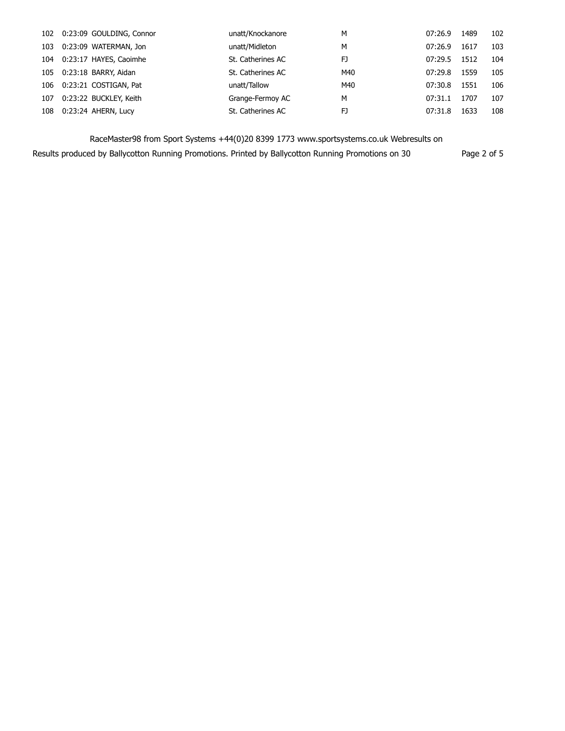| | | | | | | | |
|---|---|---|---|---|---|---|---|
| 102 | 0:23:09 | GOULDING, Connor | unatt/Knockanore | M | 07:26.9 | 1489 | 102 |
| 103 | 0:23:09 | WATERMAN, Jon | unatt/Midleton | M | 07:26.9 | 1617 | 103 |
| 104 | 0:23:17 | HAYES, Caoimhe | St. Catherines AC | FJ | 07:29.5 | 1512 | 104 |
| 105 | 0:23:18 | BARRY, Aidan | St. Catherines AC | M40 | 07:29.8 | 1559 | 105 |
| 106 | 0:23:21 | COSTIGAN, Pat | unatt/Tallow | M40 | 07:30.8 | 1551 | 106 |
| 107 | 0:23:22 | BUCKLEY, Keith | Grange-Fermoy AC | M | 07:31.1 | 1707 | 107 |
| 108 | 0:23:24 | AHERN, Lucy | St. Catherines AC | FJ | 07:31.8 | 1633 | 108 |

RaceMaster98 from Sport Systems +44(0)20 8399 1773 www.sportsystems.co.uk Webresults on

Results produced by Ballycotton Running Promotions. Printed by Ballycotton Running Promotions on 30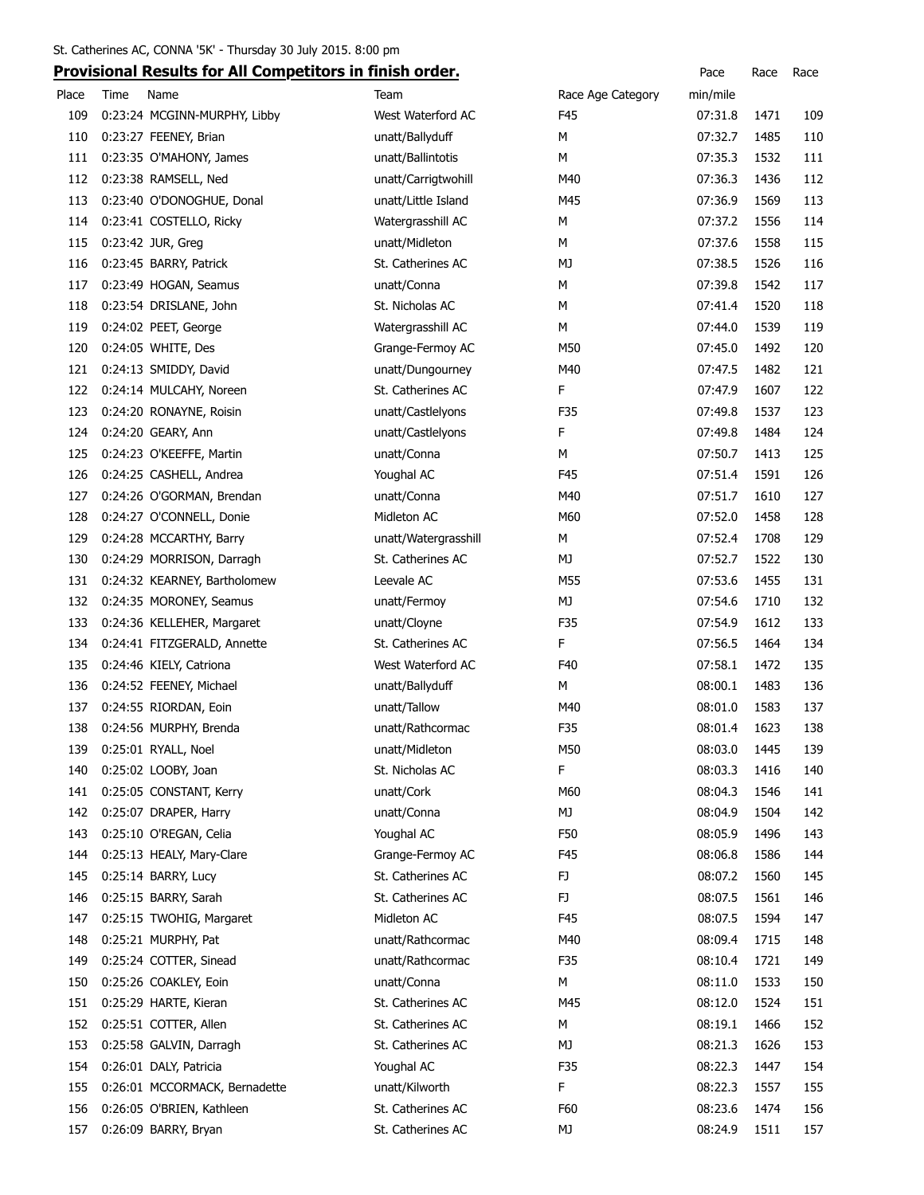St. Catherines AC, CONNA '5K' - Thursday 30 July 2015. 8:00 pm

## Provisional Results for All Competitors in finish order.

| Place | Time | Name | Team | Race Age Category | Pace min/mile | Race | Race |
|---|---|---|---|---|---|---|---|
| 109 | 0:23:24 | MCGINN-MURPHY, Libby | West Waterford AC | F45 | 07:31.8 | 1471 | 109 |
| 110 | 0:23:27 | FEENEY, Brian | unatt/Ballyduff | M | 07:32.7 | 1485 | 110 |
| 111 | 0:23:35 | O'MAHONY, James | unatt/Ballintotis | M | 07:35.3 | 1532 | 111 |
| 112 | 0:23:38 | RAMSELL, Ned | unatt/Carrigtwohill | M40 | 07:36.3 | 1436 | 112 |
| 113 | 0:23:40 | O'DONOGHUE, Donal | unatt/Little Island | M45 | 07:36.9 | 1569 | 113 |
| 114 | 0:23:41 | COSTELLO, Ricky | Watergrasshill AC | M | 07:37.2 | 1556 | 114 |
| 115 | 0:23:42 | JUR, Greg | unatt/Midleton | M | 07:37.6 | 1558 | 115 |
| 116 | 0:23:45 | BARRY, Patrick | St. Catherines AC | MJ | 07:38.5 | 1526 | 116 |
| 117 | 0:23:49 | HOGAN, Seamus | unatt/Conna | M | 07:39.8 | 1542 | 117 |
| 118 | 0:23:54 | DRISLANE, John | St. Nicholas AC | M | 07:41.4 | 1520 | 118 |
| 119 | 0:24:02 | PEET, George | Watergrasshill AC | M | 07:44.0 | 1539 | 119 |
| 120 | 0:24:05 | WHITE, Des | Grange-Fermoy AC | M50 | 07:45.0 | 1492 | 120 |
| 121 | 0:24:13 | SMIDDY, David | unatt/Dungourney | M40 | 07:47.5 | 1482 | 121 |
| 122 | 0:24:14 | MULCAHY, Noreen | St. Catherines AC | F | 07:47.9 | 1607 | 122 |
| 123 | 0:24:20 | RONAYNE, Roisin | unatt/Castlelyons | F35 | 07:49.8 | 1537 | 123 |
| 124 | 0:24:20 | GEARY, Ann | unatt/Castlelyons | F | 07:49.8 | 1484 | 124 |
| 125 | 0:24:23 | O'KEEFFE, Martin | unatt/Conna | M | 07:50.7 | 1413 | 125 |
| 126 | 0:24:25 | CASHELL, Andrea | Youghal AC | F45 | 07:51.4 | 1591 | 126 |
| 127 | 0:24:26 | O'GORMAN, Brendan | unatt/Conna | M40 | 07:51.7 | 1610 | 127 |
| 128 | 0:24:27 | O'CONNELL, Donie | Midleton AC | M60 | 07:52.0 | 1458 | 128 |
| 129 | 0:24:28 | MCCARTHY, Barry | unatt/Watergrasshill | M | 07:52.4 | 1708 | 129 |
| 130 | 0:24:29 | MORRISON, Darragh | St. Catherines AC | MJ | 07:52.7 | 1522 | 130 |
| 131 | 0:24:32 | KEARNEY, Bartholomew | Leevale AC | M55 | 07:53.6 | 1455 | 131 |
| 132 | 0:24:35 | MORONEY, Seamus | unatt/Fermoy | MJ | 07:54.6 | 1710 | 132 |
| 133 | 0:24:36 | KELLEHER, Margaret | unatt/Cloyne | F35 | 07:54.9 | 1612 | 133 |
| 134 | 0:24:41 | FITZGERALD, Annette | St. Catherines AC | F | 07:56.5 | 1464 | 134 |
| 135 | 0:24:46 | KIELY, Catriona | West Waterford AC | F40 | 07:58.1 | 1472 | 135 |
| 136 | 0:24:52 | FEENEY, Michael | unatt/Ballyduff | M | 08:00.1 | 1483 | 136 |
| 137 | 0:24:55 | RIORDAN, Eoin | unatt/Tallow | M40 | 08:01.0 | 1583 | 137 |
| 138 | 0:24:56 | MURPHY, Brenda | unatt/Rathcormac | F35 | 08:01.4 | 1623 | 138 |
| 139 | 0:25:01 | RYALL, Noel | unatt/Midleton | M50 | 08:03.0 | 1445 | 139 |
| 140 | 0:25:02 | LOOBY, Joan | St. Nicholas AC | F | 08:03.3 | 1416 | 140 |
| 141 | 0:25:05 | CONSTANT, Kerry | unatt/Cork | M60 | 08:04.3 | 1546 | 141 |
| 142 | 0:25:07 | DRAPER, Harry | unatt/Conna | MJ | 08:04.9 | 1504 | 142 |
| 143 | 0:25:10 | O'REGAN, Celia | Youghal AC | F50 | 08:05.9 | 1496 | 143 |
| 144 | 0:25:13 | HEALY, Mary-Clare | Grange-Fermoy AC | F45 | 08:06.8 | 1586 | 144 |
| 145 | 0:25:14 | BARRY, Lucy | St. Catherines AC | FJ | 08:07.2 | 1560 | 145 |
| 146 | 0:25:15 | BARRY, Sarah | St. Catherines AC | FJ | 08:07.5 | 1561 | 146 |
| 147 | 0:25:15 | TWOHIG, Margaret | Midleton AC | F45 | 08:07.5 | 1594 | 147 |
| 148 | 0:25:21 | MURPHY, Pat | unatt/Rathcormac | M40 | 08:09.4 | 1715 | 148 |
| 149 | 0:25:24 | COTTER, Sinead | unatt/Rathcormac | F35 | 08:10.4 | 1721 | 149 |
| 150 | 0:25:26 | COAKLEY, Eoin | unatt/Conna | M | 08:11.0 | 1533 | 150 |
| 151 | 0:25:29 | HARTE, Kieran | St. Catherines AC | M45 | 08:12.0 | 1524 | 151 |
| 152 | 0:25:51 | COTTER, Allen | St. Catherines AC | M | 08:19.1 | 1466 | 152 |
| 153 | 0:25:58 | GALVIN, Darragh | St. Catherines AC | MJ | 08:21.3 | 1626 | 153 |
| 154 | 0:26:01 | DALY, Patricia | Youghal AC | F35 | 08:22.3 | 1447 | 154 |
| 155 | 0:26:01 | MCCORMACK, Bernadette | unatt/Kilworth | F | 08:22.3 | 1557 | 155 |
| 156 | 0:26:05 | O'BRIEN, Kathleen | St. Catherines AC | F60 | 08:23.6 | 1474 | 156 |
| 157 | 0:26:09 | BARRY, Bryan | St. Catherines AC | MJ | 08:24.9 | 1511 | 157 |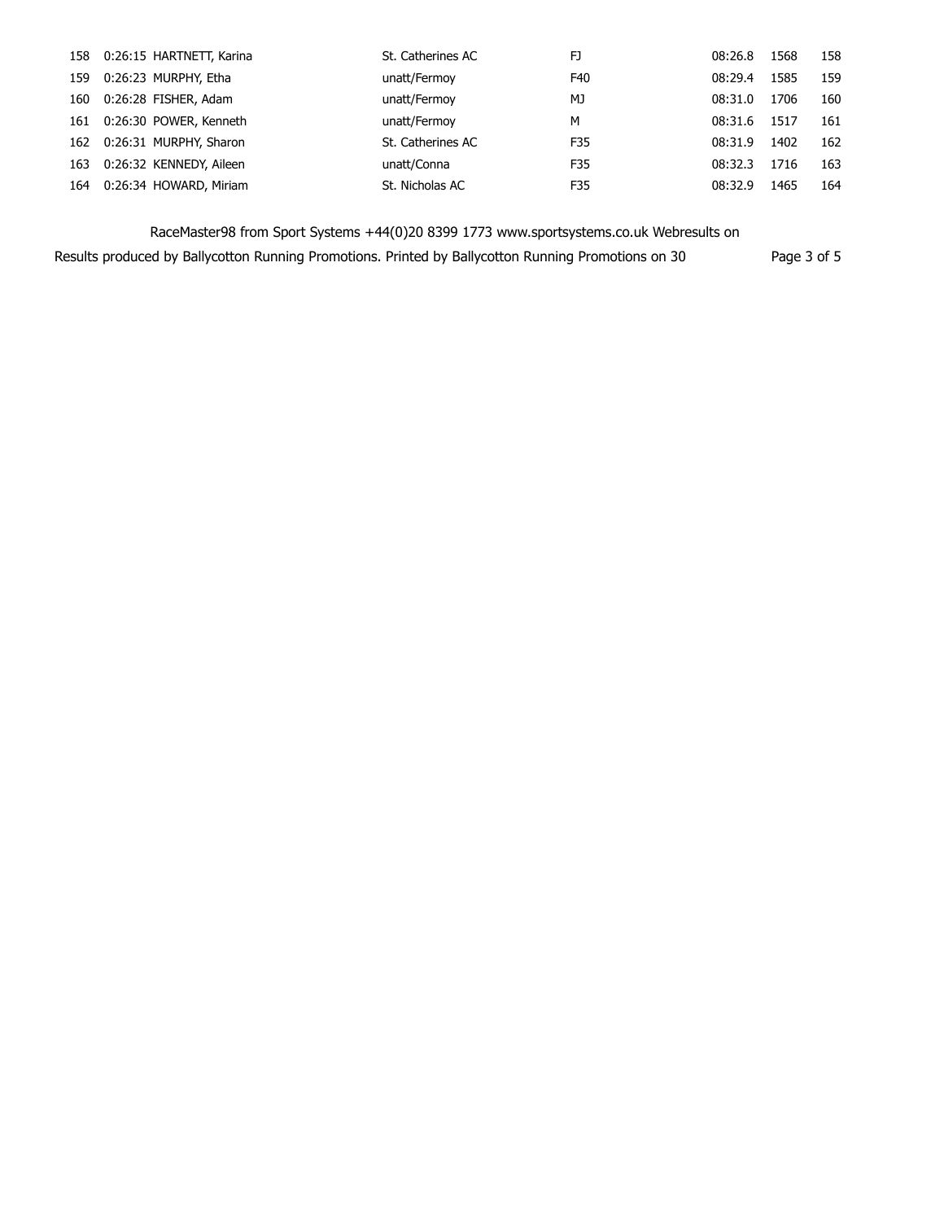| | | | | | | | |
|---|---|---|---|---|---|---|---|
| 158 | 0:26:15 | HARTNETT, Karina | St. Catherines AC | FJ | 08:26.8 | 1568 | 158 |
| 159 | 0:26:23 | MURPHY, Etha | unatt/Fermoy | F40 | 08:29.4 | 1585 | 159 |
| 160 | 0:26:28 | FISHER, Adam | unatt/Fermoy | MJ | 08:31.0 | 1706 | 160 |
| 161 | 0:26:30 | POWER, Kenneth | unatt/Fermoy | M | 08:31.6 | 1517 | 161 |
| 162 | 0:26:31 | MURPHY, Sharon | St. Catherines AC | F35 | 08:31.9 | 1402 | 162 |
| 163 | 0:26:32 | KENNEDY, Aileen | unatt/Conna | F35 | 08:32.3 | 1716 | 163 |
| 164 | 0:26:34 | HOWARD, Miriam | St. Nicholas AC | F35 | 08:32.9 | 1465 | 164 |

RaceMaster98 from Sport Systems +44(0)20 8399 1773 www.sportsystems.co.uk Webresults on

Results produced by Ballycotton Running Promotions. Printed by Ballycotton Running Promotions on 30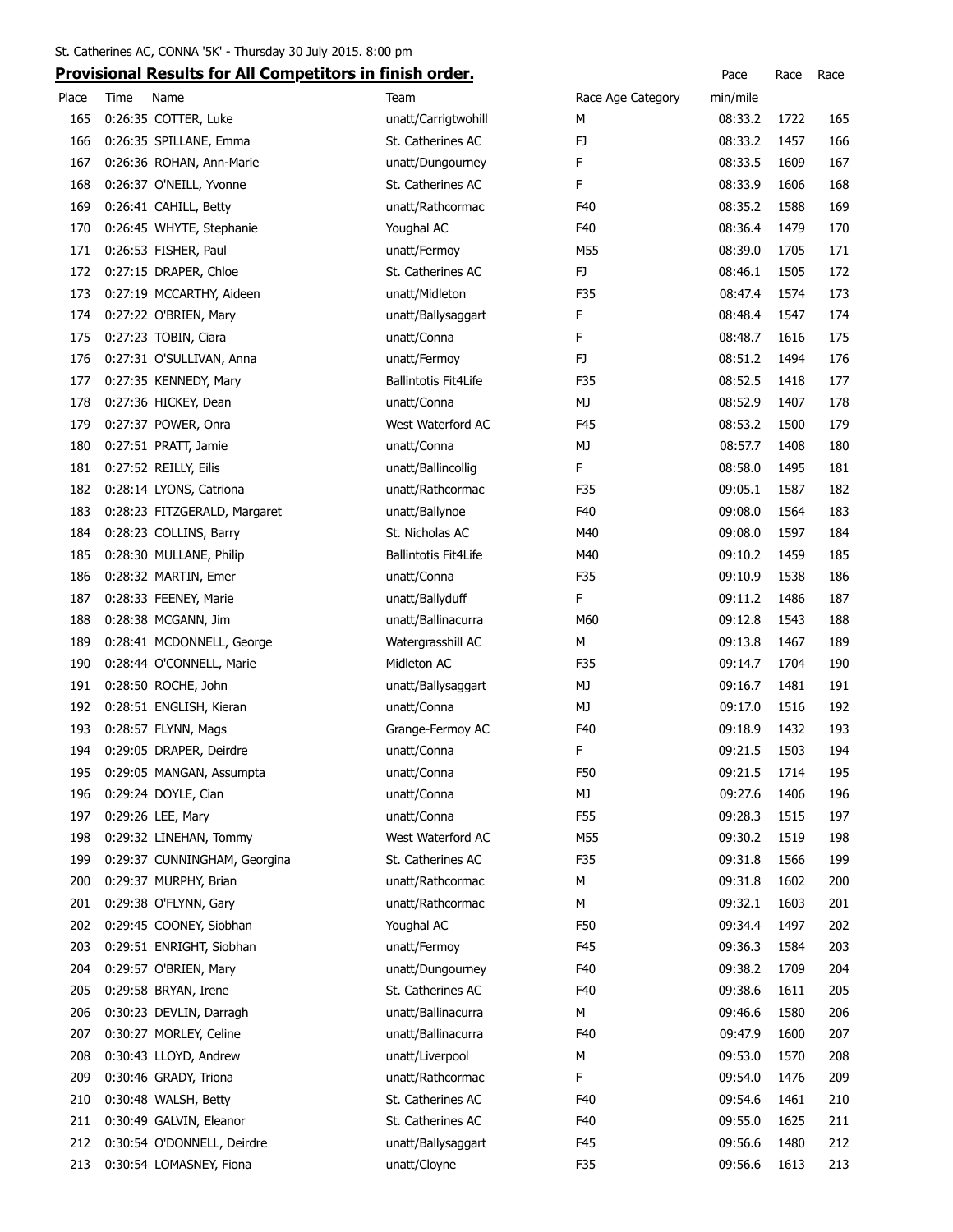St. Catherines AC, CONNA '5K' - Thursday 30 July 2015. 8:00 pm

## Provisional Results for All Competitors in finish order.

| Place | Time | Name | Team | Race Age Category | Pace min/mile | Race | Race |
|---|---|---|---|---|---|---|---|
| 165 | 0:26:35 | COTTER, Luke | unatt/Carrigtwohill | M | 08:33.2 | 1722 | 165 |
| 166 | 0:26:35 | SPILLANE, Emma | St. Catherines AC | FJ | 08:33.2 | 1457 | 166 |
| 167 | 0:26:36 | ROHAN, Ann-Marie | unatt/Dungourney | F | 08:33.5 | 1609 | 167 |
| 168 | 0:26:37 | O'NEILL, Yvonne | St. Catherines AC | F | 08:33.9 | 1606 | 168 |
| 169 | 0:26:41 | CAHILL, Betty | unatt/Rathcormac | F40 | 08:35.2 | 1588 | 169 |
| 170 | 0:26:45 | WHYTE, Stephanie | Youghal AC | F40 | 08:36.4 | 1479 | 170 |
| 171 | 0:26:53 | FISHER, Paul | unatt/Fermoy | M55 | 08:39.0 | 1705 | 171 |
| 172 | 0:27:15 | DRAPER, Chloe | St. Catherines AC | FJ | 08:46.1 | 1505 | 172 |
| 173 | 0:27:19 | MCCARTHY, Aideen | unatt/Midleton | F35 | 08:47.4 | 1574 | 173 |
| 174 | 0:27:22 | O'BRIEN, Mary | unatt/Ballysaggart | F | 08:48.4 | 1547 | 174 |
| 175 | 0:27:23 | TOBIN, Ciara | unatt/Conna | F | 08:48.7 | 1616 | 175 |
| 176 | 0:27:31 | O'SULLIVAN, Anna | unatt/Fermoy | FJ | 08:51.2 | 1494 | 176 |
| 177 | 0:27:35 | KENNEDY, Mary | Ballintotis Fit4Life | F35 | 08:52.5 | 1418 | 177 |
| 178 | 0:27:36 | HICKEY, Dean | unatt/Conna | MJ | 08:52.9 | 1407 | 178 |
| 179 | 0:27:37 | POWER, Onra | West Waterford AC | F45 | 08:53.2 | 1500 | 179 |
| 180 | 0:27:51 | PRATT, Jamie | unatt/Conna | MJ | 08:57.7 | 1408 | 180 |
| 181 | 0:27:52 | REILLY, Eilis | unatt/Ballincollig | F | 08:58.0 | 1495 | 181 |
| 182 | 0:28:14 | LYONS, Catriona | unatt/Rathcormac | F35 | 09:05.1 | 1587 | 182 |
| 183 | 0:28:23 | FITZGERALD, Margaret | unatt/Ballynoe | F40 | 09:08.0 | 1564 | 183 |
| 184 | 0:28:23 | COLLINS, Barry | St. Nicholas AC | M40 | 09:08.0 | 1597 | 184 |
| 185 | 0:28:30 | MULLANE, Philip | Ballintotis Fit4Life | M40 | 09:10.2 | 1459 | 185 |
| 186 | 0:28:32 | MARTIN, Emer | unatt/Conna | F35 | 09:10.9 | 1538 | 186 |
| 187 | 0:28:33 | FEENEY, Marie | unatt/Ballyduff | F | 09:11.2 | 1486 | 187 |
| 188 | 0:28:38 | MCGANN, Jim | unatt/Ballinacurra | M60 | 09:12.8 | 1543 | 188 |
| 189 | 0:28:41 | MCDONNELL, George | Watergrasshill AC | M | 09:13.8 | 1467 | 189 |
| 190 | 0:28:44 | O'CONNELL, Marie | Midleton AC | F35 | 09:14.7 | 1704 | 190 |
| 191 | 0:28:50 | ROCHE, John | unatt/Ballysaggart | MJ | 09:16.7 | 1481 | 191 |
| 192 | 0:28:51 | ENGLISH, Kieran | unatt/Conna | MJ | 09:17.0 | 1516 | 192 |
| 193 | 0:28:57 | FLYNN, Mags | Grange-Fermoy AC | F40 | 09:18.9 | 1432 | 193 |
| 194 | 0:29:05 | DRAPER, Deirdre | unatt/Conna | F | 09:21.5 | 1503 | 194 |
| 195 | 0:29:05 | MANGAN, Assumpta | unatt/Conna | F50 | 09:21.5 | 1714 | 195 |
| 196 | 0:29:24 | DOYLE, Cian | unatt/Conna | MJ | 09:27.6 | 1406 | 196 |
| 197 | 0:29:26 | LEE, Mary | unatt/Conna | F55 | 09:28.3 | 1515 | 197 |
| 198 | 0:29:32 | LINEHAN, Tommy | West Waterford AC | M55 | 09:30.2 | 1519 | 198 |
| 199 | 0:29:37 | CUNNINGHAM, Georgina | St. Catherines AC | F35 | 09:31.8 | 1566 | 199 |
| 200 | 0:29:37 | MURPHY, Brian | unatt/Rathcormac | M | 09:31.8 | 1602 | 200 |
| 201 | 0:29:38 | O'FLYNN, Gary | unatt/Rathcormac | M | 09:32.1 | 1603 | 201 |
| 202 | 0:29:45 | COONEY, Siobhan | Youghal AC | F50 | 09:34.4 | 1497 | 202 |
| 203 | 0:29:51 | ENRIGHT, Siobhan | unatt/Fermoy | F45 | 09:36.3 | 1584 | 203 |
| 204 | 0:29:57 | O'BRIEN, Mary | unatt/Dungourney | F40 | 09:38.2 | 1709 | 204 |
| 205 | 0:29:58 | BRYAN, Irene | St. Catherines AC | F40 | 09:38.6 | 1611 | 205 |
| 206 | 0:30:23 | DEVLIN, Darragh | unatt/Ballinacurra | M | 09:46.6 | 1580 | 206 |
| 207 | 0:30:27 | MORLEY, Celine | unatt/Ballinacurra | F40 | 09:47.9 | 1600 | 207 |
| 208 | 0:30:43 | LLOYD, Andrew | unatt/Liverpool | M | 09:53.0 | 1570 | 208 |
| 209 | 0:30:46 | GRADY, Triona | unatt/Rathcormac | F | 09:54.0 | 1476 | 209 |
| 210 | 0:30:48 | WALSH, Betty | St. Catherines AC | F40 | 09:54.6 | 1461 | 210 |
| 211 | 0:30:49 | GALVIN, Eleanor | St. Catherines AC | F40 | 09:55.0 | 1625 | 211 |
| 212 | 0:30:54 | O'DONNELL, Deirdre | unatt/Ballysaggart | F45 | 09:56.6 | 1480 | 212 |
| 213 | 0:30:54 | LOMASNEY, Fiona | unatt/Cloyne | F35 | 09:56.6 | 1613 | 213 |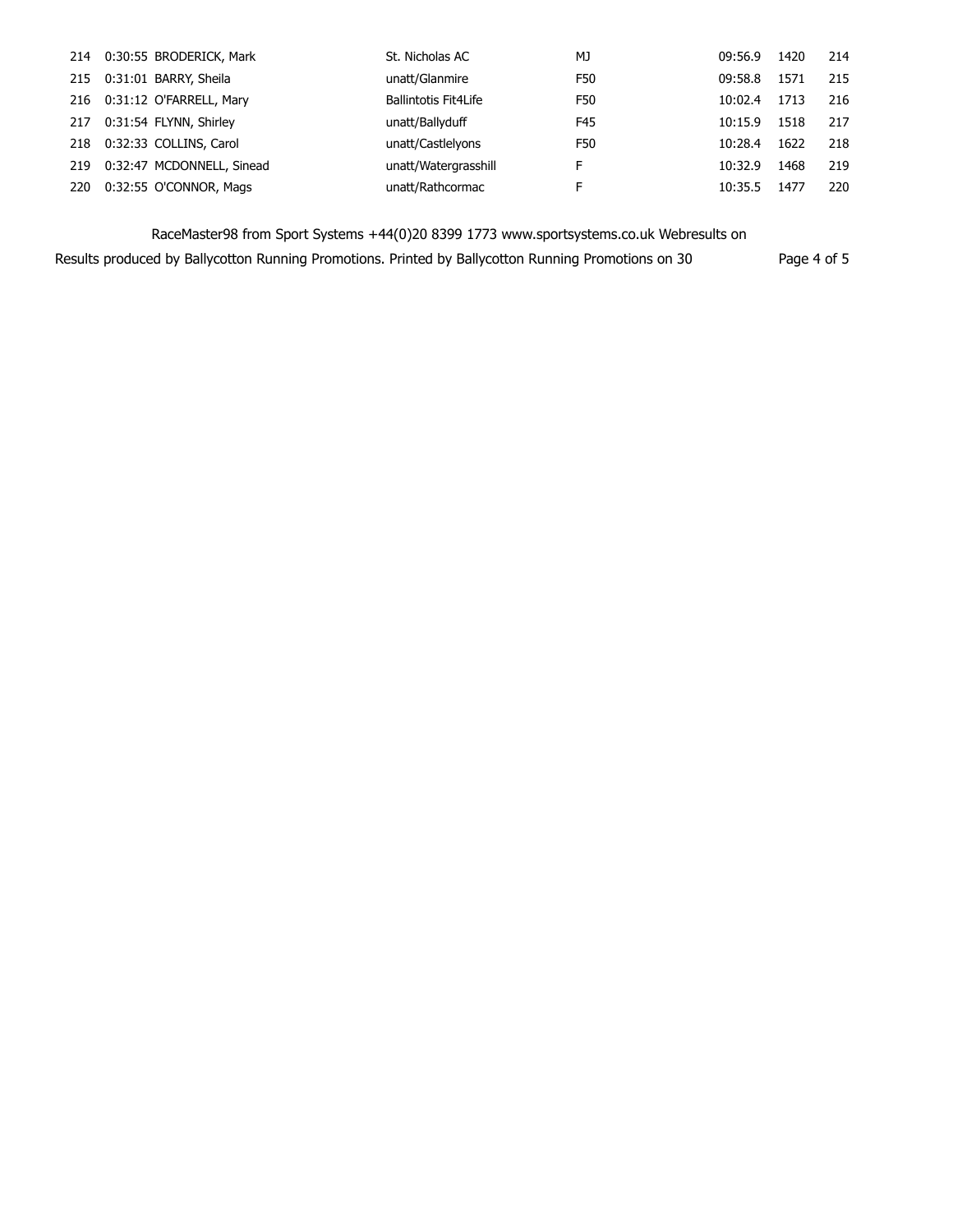| | | | | | | | |
|---|---|---|---|---|---|---|---|
| 214 | 0:30:55 | BRODERICK, Mark | St. Nicholas AC | MJ | 09:56.9 | 1420 | 214 |
| 215 | 0:31:01 | BARRY, Sheila | unatt/Glanmire | F50 | 09:58.8 | 1571 | 215 |
| 216 | 0:31:12 | O'FARRELL, Mary | Ballintotis Fit4Life | F50 | 10:02.4 | 1713 | 216 |
| 217 | 0:31:54 | FLYNN, Shirley | unatt/Ballyduff | F45 | 10:15.9 | 1518 | 217 |
| 218 | 0:32:33 | COLLINS, Carol | unatt/Castlelyons | F50 | 10:28.4 | 1622 | 218 |
| 219 | 0:32:47 | MCDONNELL, Sinead | unatt/Watergrasshill | F | 10:32.9 | 1468 | 219 |
| 220 | 0:32:55 | O'CONNOR, Mags | unatt/Rathcormac | F | 10:35.5 | 1477 | 220 |

RaceMaster98 from Sport Systems +44(0)20 8399 1773 www.sportsystems.co.uk Webresults on

Results produced by Ballycotton Running Promotions. Printed by Ballycotton Running Promotions on 30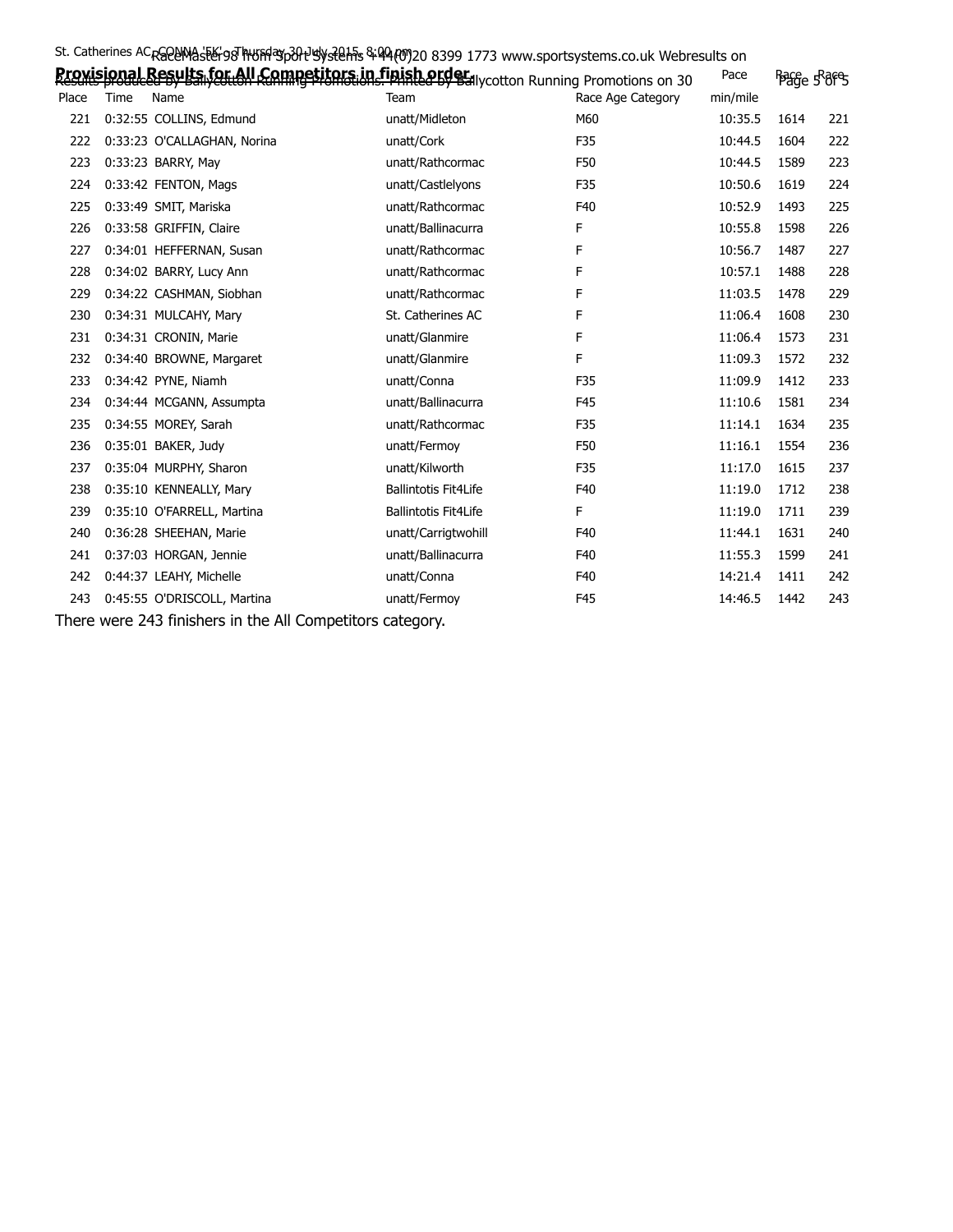St. Catherines AC CONNA '5K' Thursday 30 July 2015 8:00 pm

## Provisional Results for All Competitors in finish order.

Results produced by Ballycotton Running Promotions. Printed by Ballycotton Running Promotions on 30

RaceMaster98 from Sport Systems +44(0)20 8399 1773 www.sportsystems.co.uk Webresults on

| Place | Time | Name | Team | Race Age Category | Pace min/mile | Race | Race |
|---|---|---|---|---|---|---|---|
| 221 | 0:32:55 | COLLINS, Edmund | unatt/Midleton | M60 | 10:35.5 | 1614 | 221 |
| 222 | 0:33:23 | O'CALLAGHAN, Norina | unatt/Cork | F35 | 10:44.5 | 1604 | 222 |
| 223 | 0:33:23 | BARRY, May | unatt/Rathcormac | F50 | 10:44.5 | 1589 | 223 |
| 224 | 0:33:42 | FENTON, Mags | unatt/Castlelyons | F35 | 10:50.6 | 1619 | 224 |
| 225 | 0:33:49 | SMIT, Mariska | unatt/Rathcormac | F40 | 10:52.9 | 1493 | 225 |
| 226 | 0:33:58 | GRIFFIN, Claire | unatt/Ballinacurra | F | 10:55.8 | 1598 | 226 |
| 227 | 0:34:01 | HEFFERNAN, Susan | unatt/Rathcormac | F | 10:56.7 | 1487 | 227 |
| 228 | 0:34:02 | BARRY, Lucy Ann | unatt/Rathcormac | F | 10:57.1 | 1488 | 228 |
| 229 | 0:34:22 | CASHMAN, Siobhan | unatt/Rathcormac | F | 11:03.5 | 1478 | 229 |
| 230 | 0:34:31 | MULCAHY, Mary | St. Catherines AC | F | 11:06.4 | 1608 | 230 |
| 231 | 0:34:31 | CRONIN, Marie | unatt/Glanmire | F | 11:06.4 | 1573 | 231 |
| 232 | 0:34:40 | BROWNE, Margaret | unatt/Glanmire | F | 11:09.3 | 1572 | 232 |
| 233 | 0:34:42 | PYNE, Niamh | unatt/Conna | F35 | 11:09.9 | 1412 | 233 |
| 234 | 0:34:44 | MCGANN, Assumpta | unatt/Ballinacurra | F45 | 11:10.6 | 1581 | 234 |
| 235 | 0:34:55 | MOREY, Sarah | unatt/Rathcormac | F35 | 11:14.1 | 1634 | 235 |
| 236 | 0:35:01 | BAKER, Judy | unatt/Fermoy | F50 | 11:16.1 | 1554 | 236 |
| 237 | 0:35:04 | MURPHY, Sharon | unatt/Kilworth | F35 | 11:17.0 | 1615 | 237 |
| 238 | 0:35:10 | KENNEALLY, Mary | Ballintotis Fit4Life | F40 | 11:19.0 | 1712 | 238 |
| 239 | 0:35:10 | O'FARRELL, Martina | Ballintotis Fit4Life | F | 11:19.0 | 1711 | 239 |
| 240 | 0:36:28 | SHEEHAN, Marie | unatt/Carrigtwohill | F40 | 11:44.1 | 1631 | 240 |
| 241 | 0:37:03 | HORGAN, Jennie | unatt/Ballinacurra | F40 | 11:55.3 | 1599 | 241 |
| 242 | 0:44:37 | LEAHY, Michelle | unatt/Conna | F40 | 14:21.4 | 1411 | 242 |
| 243 | 0:45:55 | O'DRISCOLL, Martina | unatt/Fermoy | F45 | 14:46.5 | 1442 | 243 |

There were 243 finishers in the All Competitors category.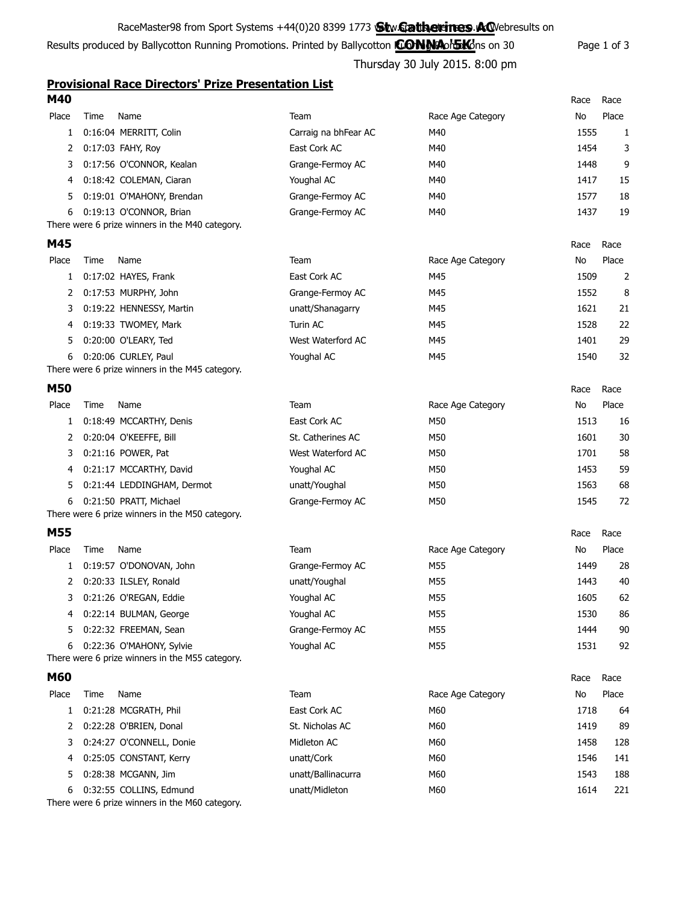RaceMaster98 from Sport Systems +44(0)20 8399 1773 www.sportsystems.co.uk Webresults on

**St. Catherines AC**

**CONNA '5K'**

Results produced by Ballycotton Running Promotions. Printed by Ballycotton Running Promotions on 30

Thursday 30 July 2015. 8:00 pm

## Provisional Race Directors' Prize Presentation List

### M40

| Place | Time | Name | Team | Race Age Category | Race No | Race Place |
|---|---|---|---|---|---|---|
| 1 | 0:16:04 | MERRITT, Colin | Carraig na bhFear AC | M40 | 1555 | 1 |
| 2 | 0:17:03 | FAHY, Roy | East Cork AC | M40 | 1454 | 3 |
| 3 | 0:17:56 | O'CONNOR, Kealan | Grange-Fermoy AC | M40 | 1448 | 9 |
| 4 | 0:18:42 | COLEMAN, Ciaran | Youghal AC | M40 | 1417 | 15 |
| 5 | 0:19:01 | O'MAHONY, Brendan | Grange-Fermoy AC | M40 | 1577 | 18 |
| 6 | 0:19:13 | O'CONNOR, Brian | Grange-Fermoy AC | M40 | 1437 | 19 |

There were 6 prize winners in the M40 category.

### M45

| Place | Time | Name | Team | Race Age Category | Race No | Race Place |
|---|---|---|---|---|---|---|
| 1 | 0:17:02 | HAYES, Frank | East Cork AC | M45 | 1509 | 2 |
| 2 | 0:17:53 | MURPHY, John | Grange-Fermoy AC | M45 | 1552 | 8 |
| 3 | 0:19:22 | HENNESSY, Martin | unatt/Shanagarry | M45 | 1621 | 21 |
| 4 | 0:19:33 | TWOMEY, Mark | Turin AC | M45 | 1528 | 22 |
| 5 | 0:20:00 | O'LEARY, Ted | West Waterford AC | M45 | 1401 | 29 |
| 6 | 0:20:06 | CURLEY, Paul | Youghal AC | M45 | 1540 | 32 |

There were 6 prize winners in the M45 category.

### M50

| Place | Time | Name | Team | Race Age Category | Race No | Race Place |
|---|---|---|---|---|---|---|
| 1 | 0:18:49 | MCCARTHY, Denis | East Cork AC | M50 | 1513 | 16 |
| 2 | 0:20:04 | O'KEEFFE, Bill | St. Catherines AC | M50 | 1601 | 30 |
| 3 | 0:21:16 | POWER, Pat | West Waterford AC | M50 | 1701 | 58 |
| 4 | 0:21:17 | MCCARTHY, David | Youghal AC | M50 | 1453 | 59 |
| 5 | 0:21:44 | LEDDINGHAM, Dermot | unatt/Youghal | M50 | 1563 | 68 |
| 6 | 0:21:50 | PRATT, Michael | Grange-Fermoy AC | M50 | 1545 | 72 |

There were 6 prize winners in the M50 category.

### M55

| Place | Time | Name | Team | Race Age Category | Race No | Race Place |
|---|---|---|---|---|---|---|
| 1 | 0:19:57 | O'DONOVAN, John | Grange-Fermoy AC | M55 | 1449 | 28 |
| 2 | 0:20:33 | ILSLEY, Ronald | unatt/Youghal | M55 | 1443 | 40 |
| 3 | 0:21:26 | O'REGAN, Eddie | Youghal AC | M55 | 1605 | 62 |
| 4 | 0:22:14 | BULMAN, George | Youghal AC | M55 | 1530 | 86 |
| 5 | 0:22:32 | FREEMAN, Sean | Grange-Fermoy AC | M55 | 1444 | 90 |
| 6 | 0:22:36 | O'MAHONY, Sylvie | Youghal AC | M55 | 1531 | 92 |

There were 6 prize winners in the M55 category.

### M60

| Place | Time | Name | Team | Race Age Category | Race No | Race Place |
|---|---|---|---|---|---|---|
| 1 | 0:21:28 | MCGRATH, Phil | East Cork AC | M60 | 1718 | 64 |
| 2 | 0:22:28 | O'BRIEN, Donal | St. Nicholas AC | M60 | 1419 | 89 |
| 3 | 0:24:27 | O'CONNELL, Donie | Midleton AC | M60 | 1458 | 128 |
| 4 | 0:25:05 | CONSTANT, Kerry | unatt/Cork | M60 | 1546 | 141 |
| 5 | 0:28:38 | MCGANN, Jim | unatt/Ballinacurra | M60 | 1543 | 188 |
| 6 | 0:32:55 | COLLINS, Edmund | unatt/Midleton | M60 | 1614 | 221 |

There were 6 prize winners in the M60 category.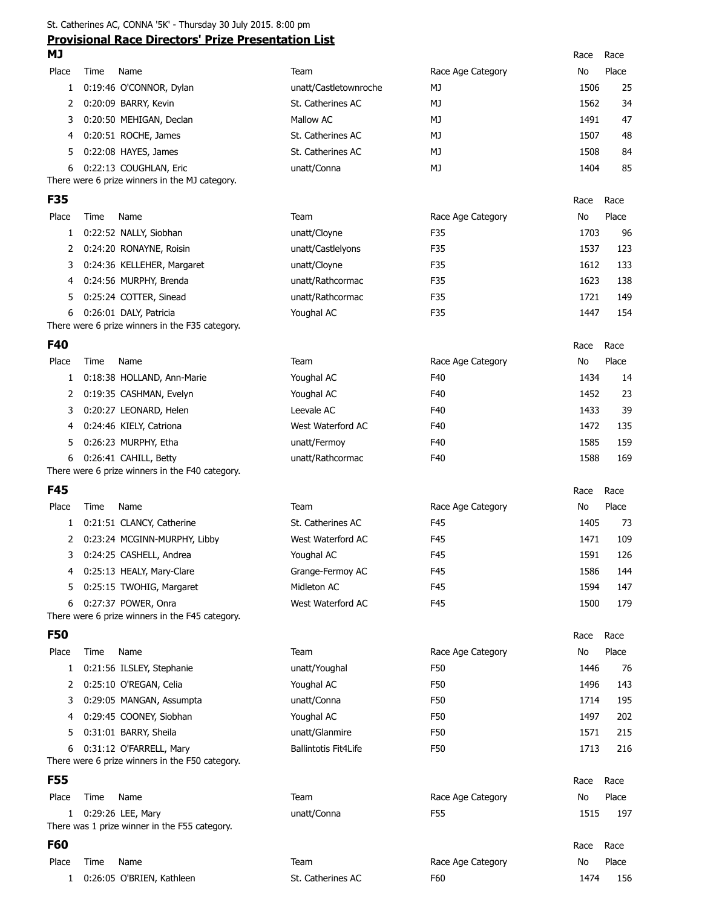St. Catherines AC, CONNA '5K' - Thursday 30 July 2015. 8:00 pm

## Provisional Race Directors' Prize Presentation List

### MJ

| Place | Time | Name | Team | Race Age Category | Race No | Race Place |
|---|---|---|---|---|---|---|
| 1 | 0:19:46 | O'CONNOR, Dylan | unatt/Castletownroche | MJ | 1506 | 25 |
| 2 | 0:20:09 | BARRY, Kevin | St. Catherines AC | MJ | 1562 | 34 |
| 3 | 0:20:50 | MEHIGAN, Declan | Mallow AC | MJ | 1491 | 47 |
| 4 | 0:20:51 | ROCHE, James | St. Catherines AC | MJ | 1507 | 48 |
| 5 | 0:22:08 | HAYES, James | St. Catherines AC | MJ | 1508 | 84 |
| 6 | 0:22:13 | COUGHLAN, Eric | unatt/Conna | MJ | 1404 | 85 |

There were 6 prize winners in the MJ category.

### F35

| Place | Time | Name | Team | Race Age Category | Race No | Race Place |
|---|---|---|---|---|---|---|
| 1 | 0:22:52 | NALLY, Siobhan | unatt/Cloyne | F35 | 1703 | 96 |
| 2 | 0:24:20 | RONAYNE, Roisin | unatt/Castlelyons | F35 | 1537 | 123 |
| 3 | 0:24:36 | KELLEHER, Margaret | unatt/Cloyne | F35 | 1612 | 133 |
| 4 | 0:24:56 | MURPHY, Brenda | unatt/Rathcormac | F35 | 1623 | 138 |
| 5 | 0:25:24 | COTTER, Sinead | unatt/Rathcormac | F35 | 1721 | 149 |
| 6 | 0:26:01 | DALY, Patricia | Youghal AC | F35 | 1447 | 154 |

There were 6 prize winners in the F35 category.

### F40

| Place | Time | Name | Team | Race Age Category | Race No | Race Place |
|---|---|---|---|---|---|---|
| 1 | 0:18:38 | HOLLAND, Ann-Marie | Youghal AC | F40 | 1434 | 14 |
| 2 | 0:19:35 | CASHMAN, Evelyn | Youghal AC | F40 | 1452 | 23 |
| 3 | 0:20:27 | LEONARD, Helen | Leevale AC | F40 | 1433 | 39 |
| 4 | 0:24:46 | KIELY, Catriona | West Waterford AC | F40 | 1472 | 135 |
| 5 | 0:26:23 | MURPHY, Etha | unatt/Fermoy | F40 | 1585 | 159 |
| 6 | 0:26:41 | CAHILL, Betty | unatt/Rathcormac | F40 | 1588 | 169 |

There were 6 prize winners in the F40 category.

### F45

| Place | Time | Name | Team | Race Age Category | Race No | Race Place |
|---|---|---|---|---|---|---|
| 1 | 0:21:51 | CLANCY, Catherine | St. Catherines AC | F45 | 1405 | 73 |
| 2 | 0:23:24 | MCGINN-MURPHY, Libby | West Waterford AC | F45 | 1471 | 109 |
| 3 | 0:24:25 | CASHELL, Andrea | Youghal AC | F45 | 1591 | 126 |
| 4 | 0:25:13 | HEALY, Mary-Clare | Grange-Fermoy AC | F45 | 1586 | 144 |
| 5 | 0:25:15 | TWOHIG, Margaret | Midleton AC | F45 | 1594 | 147 |
| 6 | 0:27:37 | POWER, Onra | West Waterford AC | F45 | 1500 | 179 |

There were 6 prize winners in the F45 category.

### F50

| Place | Time | Name | Team | Race Age Category | Race No | Race Place |
|---|---|---|---|---|---|---|
| 1 | 0:21:56 | ILSLEY, Stephanie | unatt/Youghal | F50 | 1446 | 76 |
| 2 | 0:25:10 | O'REGAN, Celia | Youghal AC | F50 | 1496 | 143 |
| 3 | 0:29:05 | MANGAN, Assumpta | unatt/Conna | F50 | 1714 | 195 |
| 4 | 0:29:45 | COONEY, Siobhan | Youghal AC | F50 | 1497 | 202 |
| 5 | 0:31:01 | BARRY, Sheila | unatt/Glanmire | F50 | 1571 | 215 |
| 6 | 0:31:12 | O'FARRELL, Mary | Ballintotis Fit4Life | F50 | 1713 | 216 |

There were 6 prize winners in the F50 category.

### F55

| Place | Time | Name | Team | Race Age Category | Race No | Race Place |
|---|---|---|---|---|---|---|
| 1 | 0:29:26 | LEE, Mary | unatt/Conna | F55 | 1515 | 197 |

There was 1 prize winner in the F55 category.

### F60

| Place | Time | Name | Team | Race Age Category | Race No | Race Place |
|---|---|---|---|---|---|---|
| 1 | 0:26:05 | O'BRIEN, Kathleen | St. Catherines AC | F60 | 1474 | 156 |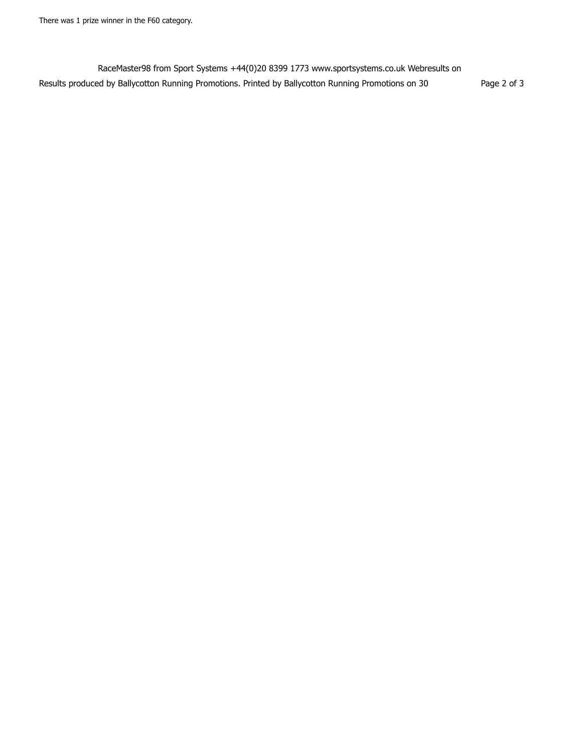There was 1 prize winner in the F60 category.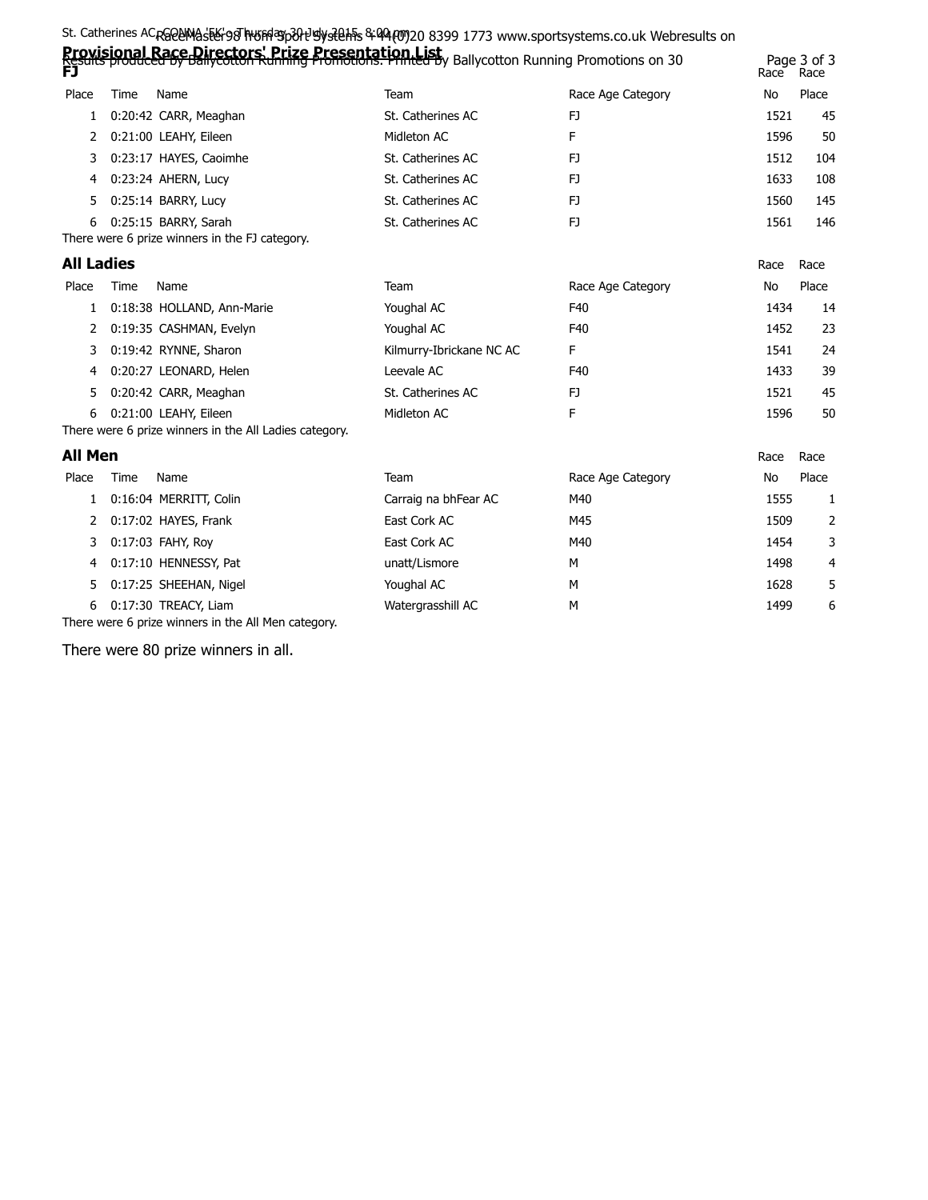## Provisional Race Directors' Prize Presentation List

### FJ

| Place | Time | Name | Team | Race Age Category | Race No | Race Place |
|---|---|---|---|---|---|---|
| 1 | 0:20:42 | CARR, Meaghan | St. Catherines AC | FJ | 1521 | 45 |
| 2 | 0:21:00 | LEAHY, Eileen | Midleton AC | F | 1596 | 50 |
| 3 | 0:23:17 | HAYES, Caoimhe | St. Catherines AC | FJ | 1512 | 104 |
| 4 | 0:23:24 | AHERN, Lucy | St. Catherines AC | FJ | 1633 | 108 |
| 5 | 0:25:14 | BARRY, Lucy | St. Catherines AC | FJ | 1560 | 145 |
| 6 | 0:25:15 | BARRY, Sarah | St. Catherines AC | FJ | 1561 | 146 |

There were 6 prize winners in the FJ category.

### All Ladies

| Place | Time | Name | Team | Race Age Category | Race No | Race Place |
|---|---|---|---|---|---|---|
| 1 | 0:18:38 | HOLLAND, Ann-Marie | Youghal AC | F40 | 1434 | 14 |
| 2 | 0:19:35 | CASHMAN, Evelyn | Youghal AC | F40 | 1452 | 23 |
| 3 | 0:19:42 | RYNNE, Sharon | Kilmurry-Ibrickane NC AC | F | 1541 | 24 |
| 4 | 0:20:27 | LEONARD, Helen | Leevale AC | F40 | 1433 | 39 |
| 5 | 0:20:42 | CARR, Meaghan | St. Catherines AC | FJ | 1521 | 45 |
| 6 | 0:21:00 | LEAHY, Eileen | Midleton AC | F | 1596 | 50 |

There were 6 prize winners in the All Ladies category.

### All Men

| Place | Time | Name | Team | Race Age Category | Race No | Race Place |
|---|---|---|---|---|---|---|
| 1 | 0:16:04 | MERRITT, Colin | Carraig na bhFear AC | M40 | 1555 | 1 |
| 2 | 0:17:02 | HAYES, Frank | East Cork AC | M45 | 1509 | 2 |
| 3 | 0:17:03 | FAHY, Roy | East Cork AC | M40 | 1454 | 3 |
| 4 | 0:17:10 | HENNESSY, Pat | unatt/Lismore | M | 1498 | 4 |
| 5 | 0:17:25 | SHEEHAN, Nigel | Youghal AC | M | 1628 | 5 |
| 6 | 0:17:30 | TREACY, Liam | Watergrasshill AC | M | 1499 | 6 |

There were 6 prize winners in the All Men category.

There were 80 prize winners in all.